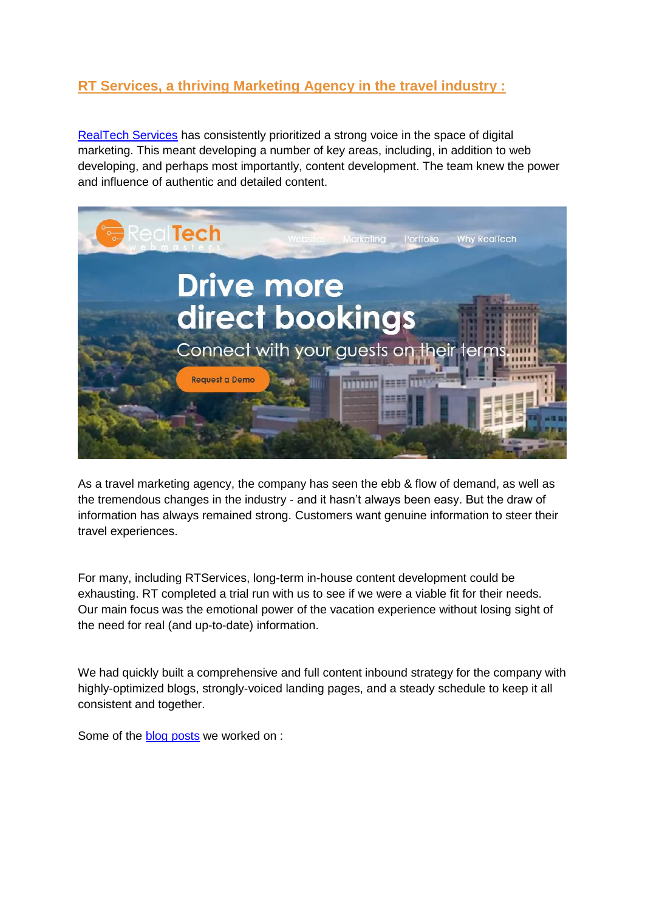## RT Services, a thriving Marketing Agency in the travel industry :

RealTech Services has consistently prioritized a strong voice in the space of digital marketing. This meant developing a number of key areas, including, in addition to web developing, and perhaps most importantly, content development. The team knew the power and influence of authentic and detailed content.

As a travel marketing agency, the company has seen the ebb & flow of demand, as well as the tremendous changes in the industry - and it hasn't always been easy. But the draw of information has always remained strong. Customers want genuine information to steer their travel experiences.

For many, including RTServices, long-term in-house content development could be exhausting. RT completed a trial run with us to see if we were a viable fit for their needs. Our main focus was the emotional power of the vacation experience without losing sight of the need for real (and up-to-date) information.

We had quickly built a comprehensive and full content inbound strategy for the company with highly-optimized blogs, strongly-voiced landing pages, and a steady schedule to keep it all consistent and together.

Some of the blog posts we worked on :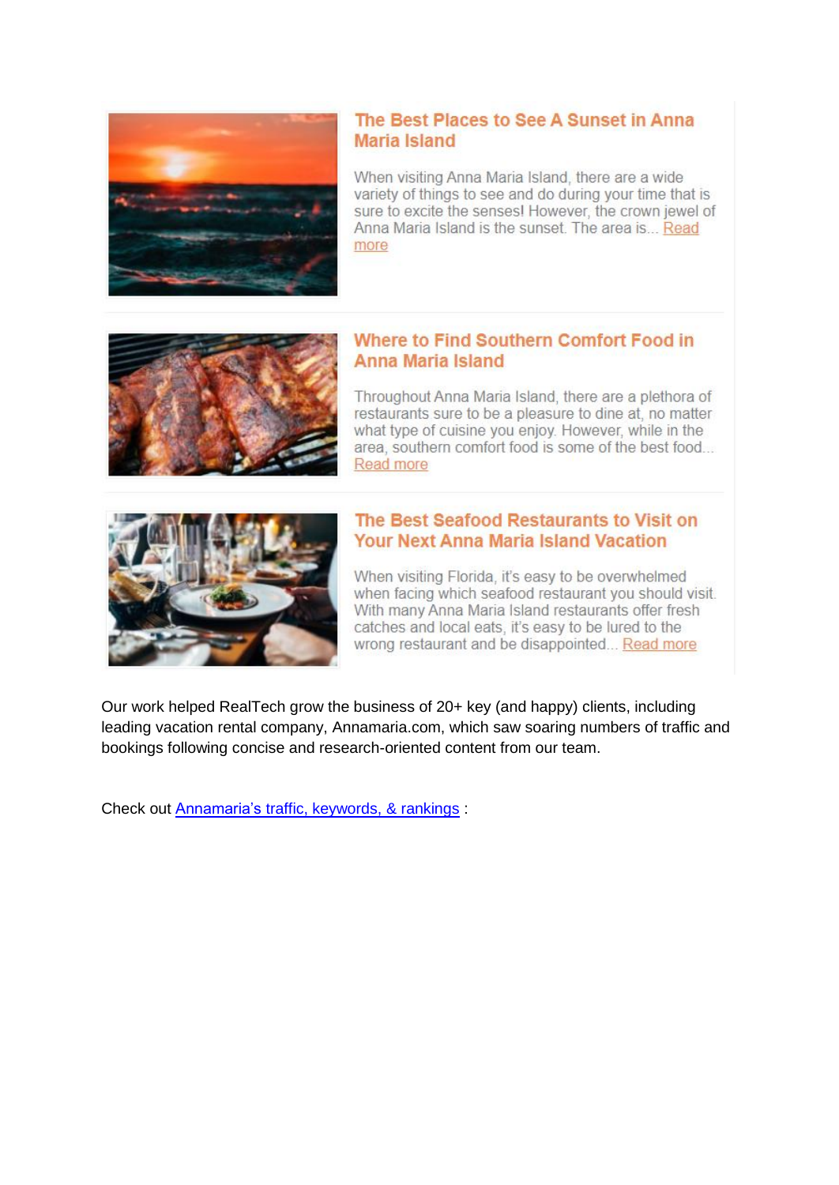### The Best Places to See A Sunset in Anna Maria Island

When visiting Anna Maria Island, there are a wide variety of things to see and do during your time that is sure to excite the senses! However, the crown jewel of Anna Maria Island is the sunset. The area is... Read more

### Where to Find Southern Comfort Food in Anna Maria Island

Throughout Anna Maria Island, there are a plethora of restaurants sure to be a pleasure to dine at, no matter what type of cuisine you enjoy. However, while in the area, southern comfort food is some of the best food... Read more

### The Best Seafood Restaurants to Visit on Your Next Anna Maria Island Vacation

When visiting Florida, it's easy to be overwhelmed when facing which seafood restaurant you should visit. With many Anna Maria Island restaurants offer fresh catches and local eats, it's easy to be lured to the wrong restaurant and be disappointed... Read more

Our work helped RealTech grow the business of 20+ key (and happy) clients, including leading vacation rental company, Annamaria.com, which saw soaring numbers of traffic and bookings following concise and research-oriented content from our team.

Check out Annamaria's traffic, keywords, & rankings :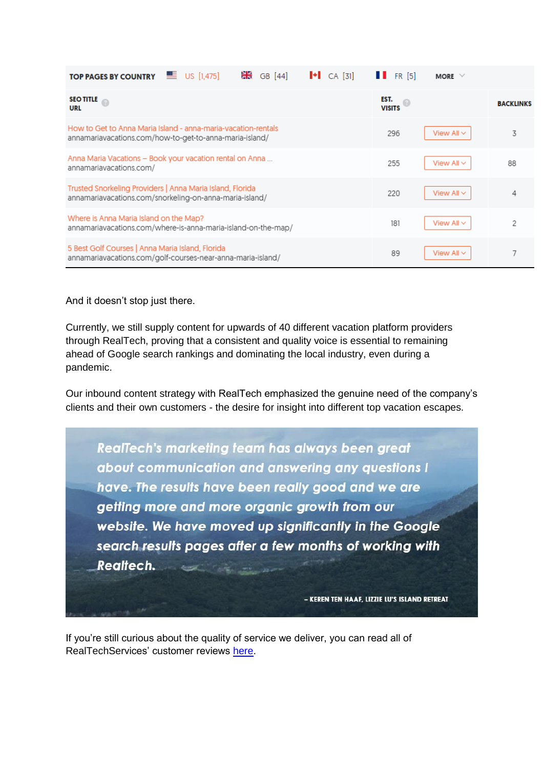| TOP PAGES BY COUNTRY US [1,475] GB [44] CA [31] FR [5] MORE | | | |
|---|---|---|---|
| SEO TITLE URL | EST. VISITS | | BACKLINKS |
| How to Get to Anna Maria Island - anna-maria-vacation-rentals annamariavacations.com/how-to-get-to-anna-maria-island/ | 296 | View All | 3 |
| Anna Maria Vacations – Book your vacation rental on Anna ... annamariavacations.com/ | 255 | View All | 88 |
| Trusted Snorkeling Providers \| Anna Maria Island, Florida annamariavacations.com/snorkeling-on-anna-maria-island/ | 220 | View All | 4 |
| Where is Anna Maria Island on the Map? annamariavacations.com/where-is-anna-maria-island-on-the-map/ | 181 | View All | 2 |
| 5 Best Golf Courses \| Anna Maria Island, Florida annamariavacations.com/golf-courses-near-anna-maria-island/ | 89 | View All | 7 |

And it doesn't stop just there.

Currently, we still supply content for upwards of 40 different vacation platform providers through RealTech, proving that a consistent and quality voice is essential to remaining ahead of Google search rankings and dominating the local industry, even during a pandemic.

Our inbound content strategy with RealTech emphasized the genuine need of the company's clients and their own customers - the desire for insight into different top vacation escapes.

> ***RealTech's marketing team has always been great about communication and answering any questions I have. The results have been really good and we are getting more and more organic growth from our website. We have moved up significantly in the Google search results pages after a few months of working with Realtech.***
>
> **– KEREN TEN HAAF, LIZZIE LU'S ISLAND RETREAT**

If you're still curious about the quality of service we deliver, you can read all of RealTechServices' customer reviews here.